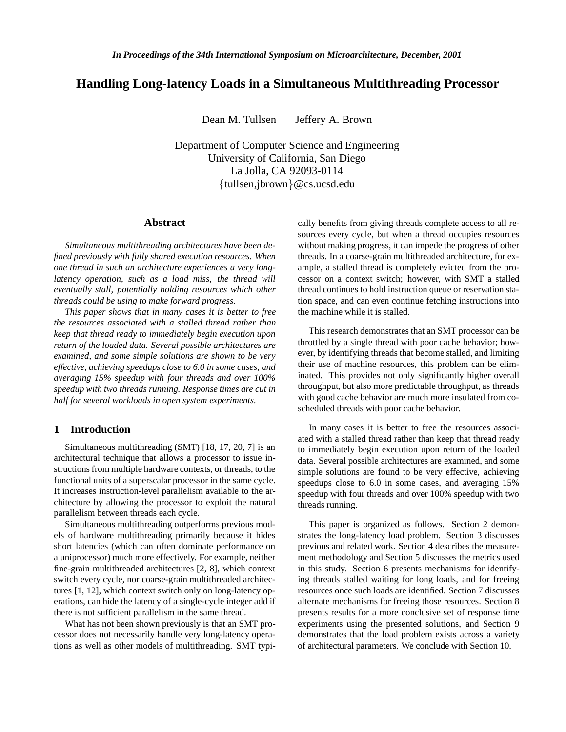*In Proceedings of the 34th International Symposium on Microarchitecture, December, 2001*

# Handling Long-latency Loads in a Simultaneous Multithreading Processor

Dean M. Tullsen Jeffery A. Brown

Department of Computer Science and Engineering
University of California, San Diego
La Jolla, CA 92093-0114
{tullsen,jbrown}@cs.ucsd.edu

## Abstract

*Simultaneous multithreading architectures have been defined previously with fully shared execution resources. When one thread in such an architecture experiences a very long-latency operation, such as a load miss, the thread will eventually stall, potentially holding resources which other threads could be using to make forward progress.*

*This paper shows that in many cases it is better to free the resources associated with a stalled thread rather than keep that thread ready to immediately begin execution upon return of the loaded data. Several possible architectures are examined, and some simple solutions are shown to be very effective, achieving speedups close to 6.0 in some cases, and averaging 15% speedup with four threads and over 100% speedup with two threads running. Response times are cut in half for several workloads in open system experiments.*

## 1 Introduction

Simultaneous multithreading (SMT) [18, 17, 20, 7] is an architectural technique that allows a processor to issue instructions from multiple hardware contexts, or threads, to the functional units of a superscalar processor in the same cycle. It increases instruction-level parallelism available to the architecture by allowing the processor to exploit the natural parallelism between threads each cycle.

Simultaneous multithreading outperforms previous models of hardware multithreading primarily because it hides short latencies (which can often dominate performance on a uniprocessor) much more effectively. For example, neither fine-grain multithreaded architectures [2, 8], which context switch every cycle, nor coarse-grain multithreaded architectures [1, 12], which context switch only on long-latency operations, can hide the latency of a single-cycle integer add if there is not sufficient parallelism in the same thread.

What has not been shown previously is that an SMT processor does not necessarily handle very long-latency operations as well as other models of multithreading. SMT typically benefits from giving threads complete access to all resources every cycle, but when a thread occupies resources without making progress, it can impede the progress of other threads. In a coarse-grain multithreaded architecture, for example, a stalled thread is completely evicted from the processor on a context switch; however, with SMT a stalled thread continues to hold instruction queue or reservation station space, and can even continue fetching instructions into the machine while it is stalled.

This research demonstrates that an SMT processor can be throttled by a single thread with poor cache behavior; however, by identifying threads that become stalled, and limiting their use of machine resources, this problem can be eliminated. This provides not only significantly higher overall throughput, but also more predictable throughput, as threads with good cache behavior are much more insulated from co-scheduled threads with poor cache behavior.

In many cases it is better to free the resources associated with a stalled thread rather than keep that thread ready to immediately begin execution upon return of the loaded data. Several possible architectures are examined, and some simple solutions are found to be very effective, achieving speedups close to 6.0 in some cases, and averaging 15% speedup with four threads and over 100% speedup with two threads running.

This paper is organized as follows. Section 2 demonstrates the long-latency load problem. Section 3 discusses previous and related work. Section 4 describes the measurement methodology and Section 5 discusses the metrics used in this study. Section 6 presents mechanisms for identifying threads stalled waiting for long loads, and for freeing resources once such loads are identified. Section 7 discusses alternate mechanisms for freeing those resources. Section 8 presents results for a more conclusive set of response time experiments using the presented solutions, and Section 9 demonstrates that the load problem exists across a variety of architectural parameters. We conclude with Section 10.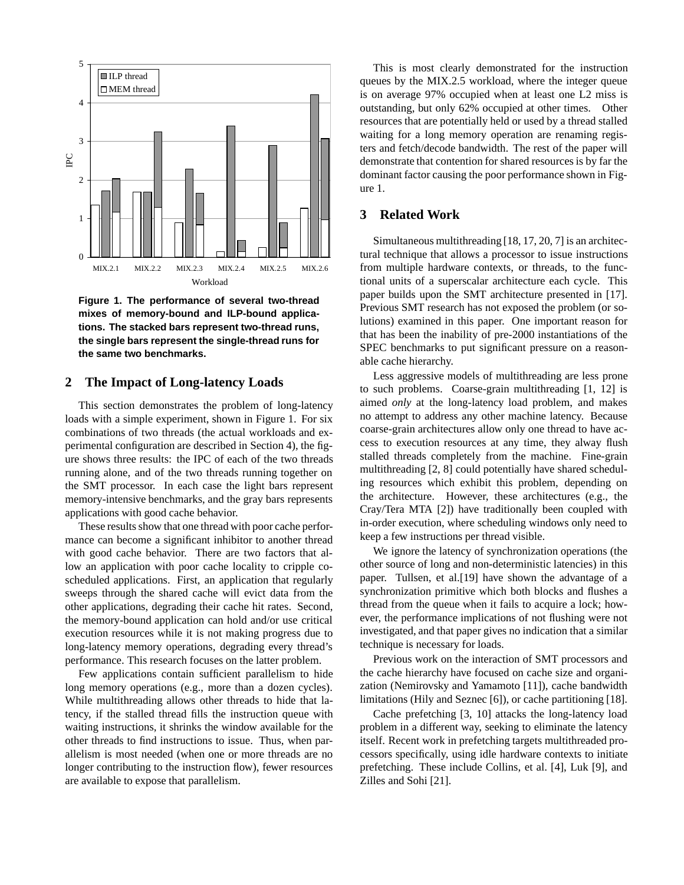Figure 1. The performance of several two-thread mixes of memory-bound and ILP-bound applications. The stacked bars represent two-thread runs, the single bars represent the single-thread runs for the same two benchmarks.

## 2 The Impact of Long-latency Loads

This section demonstrates the problem of long-latency loads with a simple experiment, shown in Figure 1. For six combinations of two threads (the actual workloads and experimental configuration are described in Section 4), the figure shows three results: the IPC of each of the two threads running alone, and of the two threads running together on the SMT processor. In each case the light bars represent memory-intensive benchmarks, and the gray bars represents applications with good cache behavior.

These results show that one thread with poor cache performance can become a significant inhibitor to another thread with good cache behavior. There are two factors that allow an application with poor cache locality to cripple co-scheduled applications. First, an application that regularly sweeps through the shared cache will evict data from the other applications, degrading their cache hit rates. Second, the memory-bound application can hold and/or use critical execution resources while it is not making progress due to long-latency memory operations, degrading every thread's performance. This research focuses on the latter problem.

Few applications contain sufficient parallelism to hide long memory operations (e.g., more than a dozen cycles). While multithreading allows other threads to hide that latency, if the stalled thread fills the instruction queue with waiting instructions, it shrinks the window available for the other threads to find instructions to issue. Thus, when parallelism is most needed (when one or more threads are no longer contributing to the instruction flow), fewer resources are available to expose that parallelism.

This is most clearly demonstrated for the instruction queues by the MIX.2.5 workload, where the integer queue is on average 97% occupied when at least one L2 miss is outstanding, but only 62% occupied at other times. Other resources that are potentially held or used by a thread stalled waiting for a long memory operation are renaming registers and fetch/decode bandwidth. The rest of the paper will demonstrate that contention for shared resources is by far the dominant factor causing the poor performance shown in Figure 1.

## 3 Related Work

Simultaneous multithreading [18, 17, 20, 7] is an architectural technique that allows a processor to issue instructions from multiple hardware contexts, or threads, to the functional units of a superscalar architecture each cycle. This paper builds upon the SMT architecture presented in [17]. Previous SMT research has not exposed the problem (or solutions) examined in this paper. One important reason for that has been the inability of pre-2000 instantiations of the SPEC benchmarks to put significant pressure on a reasonable cache hierarchy.

Less aggressive models of multithreading are less prone to such problems. Coarse-grain multithreading [1, 12] is aimed *only* at the long-latency load problem, and makes no attempt to address any other machine latency. Because coarse-grain architectures allow only one thread to have access to execution resources at any time, they alway flush stalled threads completely from the machine. Fine-grain multithreading [2, 8] could potentially have shared scheduling resources which exhibit this problem, depending on the architecture. However, these architectures (e.g., the Cray/Tera MTA [2]) have traditionally been coupled with in-order execution, where scheduling windows only need to keep a few instructions per thread visible.

We ignore the latency of synchronization operations (the other source of long and non-deterministic latencies) in this paper. Tullsen, et al.[19] have shown the advantage of a synchronization primitive which both blocks and flushes a thread from the queue when it fails to acquire a lock; however, the performance implications of not flushing were not investigated, and that paper gives no indication that a similar technique is necessary for loads.

Previous work on the interaction of SMT processors and the cache hierarchy have focused on cache size and organization (Nemirovsky and Yamamoto [11]), cache bandwidth limitations (Hily and Seznec [6]), or cache partitioning [18].

Cache prefetching [3, 10] attacks the long-latency load problem in a different way, seeking to eliminate the latency itself. Recent work in prefetching targets multithreaded processors specifically, using idle hardware contexts to initiate prefetching. These include Collins, et al. [4], Luk [9], and Zilles and Sohi [21].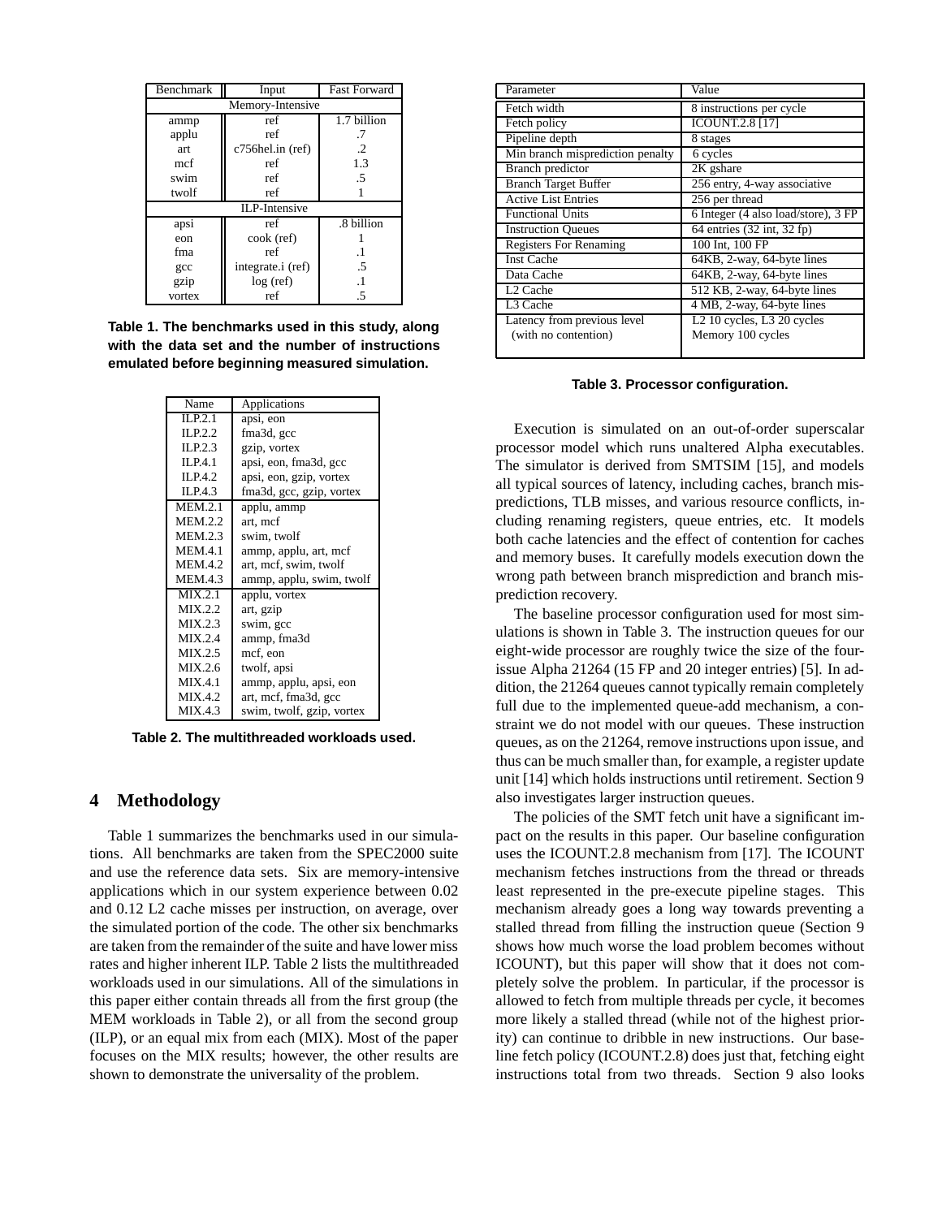| Benchmark | Input | Fast Forward |
|---|---|---|
| Memory-Intensive | | |
| ammp | ref | 1.7 billion |
| applu | ref | .7 |
| art | c756hel.in (ref) | .2 |
| mcf | ref | 1.3 |
| swim | ref | .5 |
| twolf | ref | 1 |
| ILP-Intensive | | |
| apsi | ref | .8 billion |
| eon | cook (ref) | 1 |
| fma | ref | .1 |
| gcc | integrate.i (ref) | .5 |
| gzip | log (ref) | .1 |
| vortex | ref | .5 |

**Table 1. The benchmarks used in this study, along with the data set and the number of instructions emulated before beginning measured simulation.**

| Name | Applications |
|---|---|
| ILP.2.1 | apsi, eon |
| ILP.2.2 | fma3d, gcc |
| ILP.2.3 | gzip, vortex |
| ILP.4.1 | apsi, eon, fma3d, gcc |
| ILP.4.2 | apsi, eon, gzip, vortex |
| ILP.4.3 | fma3d, gcc, gzip, vortex |
| MEM.2.1 | applu, ammp |
| MEM.2.2 | art, mcf |
| MEM.2.3 | swim, twolf |
| MEM.4.1 | ammp, applu, art, mcf |
| MEM.4.2 | art, mcf, swim, twolf |
| MEM.4.3 | ammp, applu, swim, twolf |
| MIX.2.1 | applu, vortex |
| MIX.2.2 | art, gzip |
| MIX.2.3 | swim, gcc |
| MIX.2.4 | ammp, fma3d |
| MIX.2.5 | mcf, eon |
| MIX.2.6 | twolf, apsi |
| MIX.4.1 | ammp, applu, apsi, eon |
| MIX.4.2 | art, mcf, fma3d, gcc |
| MIX.4.3 | swim, twolf, gzip, vortex |

**Table 2. The multithreaded workloads used.**

## 4 Methodology

Table 1 summarizes the benchmarks used in our simulations. All benchmarks are taken from the SPEC2000 suite and use the reference data sets. Six are memory-intensive applications which in our system experience between 0.02 and 0.12 L2 cache misses per instruction, on average, over the simulated portion of the code. The other six benchmarks are taken from the remainder of the suite and have lower miss rates and higher inherent ILP. Table 2 lists the multithreaded workloads used in our simulations. All of the simulations in this paper either contain threads all from the first group (the MEM workloads in Table 2), or all from the second group (ILP), or an equal mix from each (MIX). Most of the paper focuses on the MIX results; however, the other results are shown to demonstrate the universality of the problem.

| Parameter | Value |
|---|---|
| Fetch width | 8 instructions per cycle |
| Fetch policy | ICOUNT.2.8 [17] |
| Pipeline depth | 8 stages |
| Min branch misprediction penalty | 6 cycles |
| Branch predictor | 2K gshare |
| Branch Target Buffer | 256 entry, 4-way associative |
| Active List Entries | 256 per thread |
| Functional Units | 6 Integer (4 also load/store), 3 FP |
| Instruction Queues | 64 entries (32 int, 32 fp) |
| Registers For Renaming | 100 Int, 100 FP |
| Inst Cache | 64KB, 2-way, 64-byte lines |
| Data Cache | 64KB, 2-way, 64-byte lines |
| L2 Cache | 512 KB, 2-way, 64-byte lines |
| L3 Cache | 4 MB, 2-way, 64-byte lines |
| Latency from previous level (with no contention) | L2 10 cycles, L3 20 cycles Memory 100 cycles |

**Table 3. Processor configuration.**

Execution is simulated on an out-of-order superscalar processor model which runs unaltered Alpha executables. The simulator is derived from SMTSIM [15], and models all typical sources of latency, including caches, branch mispredictions, TLB misses, and various resource conflicts, including renaming registers, queue entries, etc. It models both cache latencies and the effect of contention for caches and memory buses. It carefully models execution down the wrong path between branch misprediction and branch misprediction recovery.

The baseline processor configuration used for most simulations is shown in Table 3. The instruction queues for our eight-wide processor are roughly twice the size of the four-issue Alpha 21264 (15 FP and 20 integer entries) [5]. In addition, the 21264 queues cannot typically remain completely full due to the implemented queue-add mechanism, a constraint we do not model with our queues. These instruction queues, as on the 21264, remove instructions upon issue, and thus can be much smaller than, for example, a register update unit [14] which holds instructions until retirement. Section 9 also investigates larger instruction queues.

The policies of the SMT fetch unit have a significant impact on the results in this paper. Our baseline configuration uses the ICOUNT.2.8 mechanism from [17]. The ICOUNT mechanism fetches instructions from the thread or threads least represented in the pre-execute pipeline stages. This mechanism already goes a long way towards preventing a stalled thread from filling the instruction queue (Section 9 shows how much worse the load problem becomes without ICOUNT), but this paper will show that it does not completely solve the problem. In particular, if the processor is allowed to fetch from multiple threads per cycle, it becomes more likely a stalled thread (while not of the highest priority) can continue to dribble in new instructions. Our baseline fetch policy (ICOUNT.2.8) does just that, fetching eight instructions total from two threads. Section 9 also looks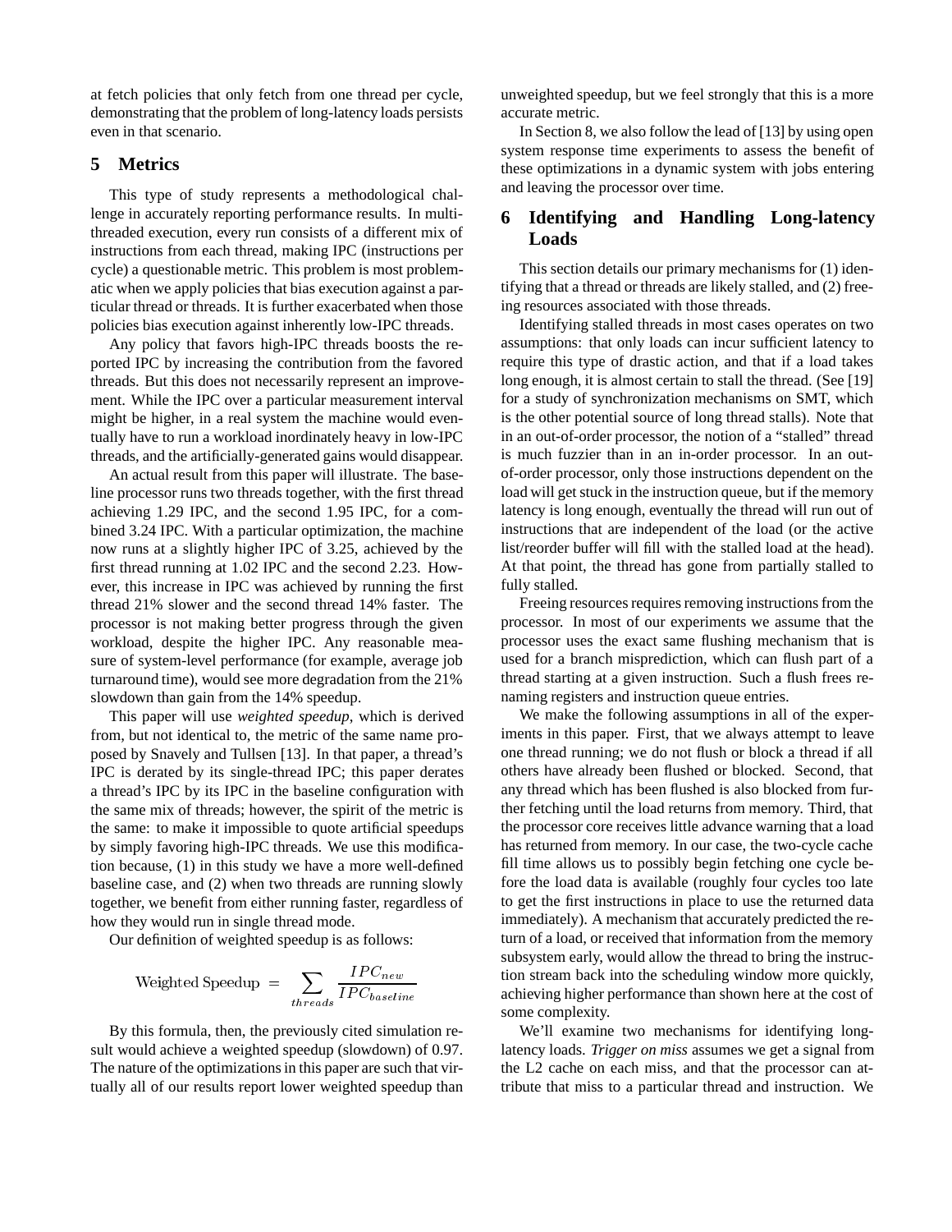at fetch policies that only fetch from one thread per cycle, demonstrating that the problem of long-latency loads persists even in that scenario.

## 5 Metrics

This type of study represents a methodological challenge in accurately reporting performance results. In multithreaded execution, every run consists of a different mix of instructions from each thread, making IPC (instructions per cycle) a questionable metric. This problem is most problematic when we apply policies that bias execution against a particular thread or threads. It is further exacerbated when those policies bias execution against inherently low-IPC threads.

Any policy that favors high-IPC threads boosts the reported IPC by increasing the contribution from the favored threads. But this does not necessarily represent an improvement. While the IPC over a particular measurement interval might be higher, in a real system the machine would eventually have to run a workload inordinately heavy in low-IPC threads, and the artificially-generated gains would disappear.

An actual result from this paper will illustrate. The baseline processor runs two threads together, with the first thread achieving 1.29 IPC, and the second 1.95 IPC, for a combined 3.24 IPC. With a particular optimization, the machine now runs at a slightly higher IPC of 3.25, achieved by the first thread running at 1.02 IPC and the second 2.23. However, this increase in IPC was achieved by running the first thread 21% slower and the second thread 14% faster. The processor is not making better progress through the given workload, despite the higher IPC. Any reasonable measure of system-level performance (for example, average job turnaround time), would see more degradation from the 21% slowdown than gain from the 14% speedup.

This paper will use *weighted speedup*, which is derived from, but not identical to, the metric of the same name proposed by Snavely and Tullsen [13]. In that paper, a thread's IPC is derated by its single-thread IPC; this paper derates a thread's IPC by its IPC in the baseline configuration with the same mix of threads; however, the spirit of the metric is the same: to make it impossible to quote artificial speedups by simply favoring high-IPC threads. We use this modification because, (1) in this study we have a more well-defined baseline case, and (2) when two threads are running slowly together, we benefit from either running faster, regardless of how they would run in single thread mode.

Our definition of weighted speedup is as follows:

$$\text{Weighted Speedup} = \sum_{threads} \frac{IPC_{new}}{IPC_{baseline}}$$

By this formula, then, the previously cited simulation result would achieve a weighted speedup (slowdown) of 0.97. The nature of the optimizations in this paper are such that virtually all of our results report lower weighted speedup than unweighted speedup, but we feel strongly that this is a more accurate metric.

In Section 8, we also follow the lead of [13] by using open system response time experiments to assess the benefit of these optimizations in a dynamic system with jobs entering and leaving the processor over time.

## 6 Identifying and Handling Long-latency Loads

This section details our primary mechanisms for (1) identifying that a thread or threads are likely stalled, and (2) freeing resources associated with those threads.

Identifying stalled threads in most cases operates on two assumptions: that only loads can incur sufficient latency to require this type of drastic action, and that if a load takes long enough, it is almost certain to stall the thread. (See [19] for a study of synchronization mechanisms on SMT, which is the other potential source of long thread stalls). Note that in an out-of-order processor, the notion of a "stalled" thread is much fuzzier than in an in-order processor. In an out-of-order processor, only those instructions dependent on the load will get stuck in the instruction queue, but if the memory latency is long enough, eventually the thread will run out of instructions that are independent of the load (or the active list/reorder buffer will fill with the stalled load at the head). At that point, the thread has gone from partially stalled to fully stalled.

Freeing resources requires removing instructions from the processor. In most of our experiments we assume that the processor uses the exact same flushing mechanism that is used for a branch misprediction, which can flush part of a thread starting at a given instruction. Such a flush frees renaming registers and instruction queue entries.

We make the following assumptions in all of the experiments in this paper. First, that we always attempt to leave one thread running; we do not flush or block a thread if all others have already been flushed or blocked. Second, that any thread which has been flushed is also blocked from further fetching until the load returns from memory. Third, that the processor core receives little advance warning that a load has returned from memory. In our case, the two-cycle cache fill time allows us to possibly begin fetching one cycle before the load data is available (roughly four cycles too late to get the first instructions in place to use the returned data immediately). A mechanism that accurately predicted the return of a load, or received that information from the memory subsystem early, would allow the thread to bring the instruction stream back into the scheduling window more quickly, achieving higher performance than shown here at the cost of some complexity.

We'll examine two mechanisms for identifying long-latency loads. *Trigger on miss* assumes we get a signal from the L2 cache on each miss, and that the processor can attribute that miss to a particular thread and instruction. We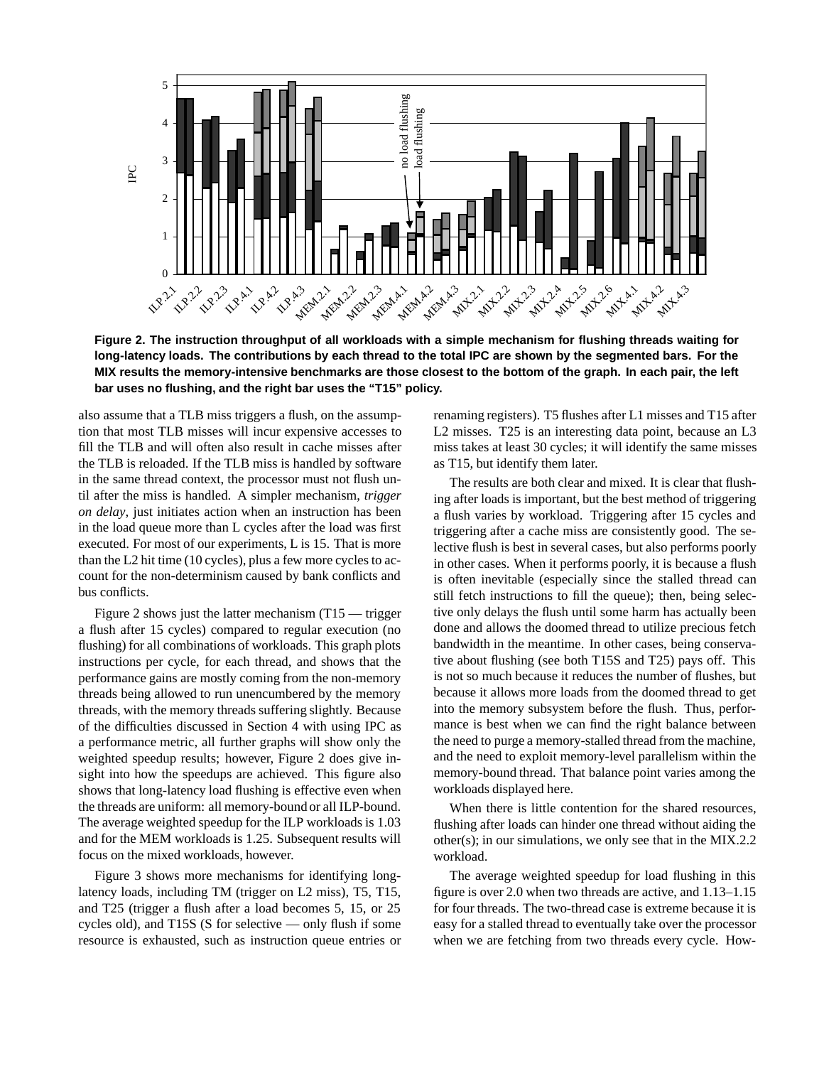**Figure 2. The instruction throughput of all workloads with a simple mechanism for flushing threads waiting for long-latency loads. The contributions by each thread to the total IPC are shown by the segmented bars. For the MIX results the memory-intensive benchmarks are those closest to the bottom of the graph. In each pair, the left bar uses no flushing, and the right bar uses the "T15" policy.**

also assume that a TLB miss triggers a flush, on the assumption that most TLB misses will incur expensive accesses to fill the TLB and will often also result in cache misses after the TLB is reloaded. If the TLB miss is handled by software in the same thread context, the processor must not flush until after the miss is handled. A simpler mechanism, *trigger on delay*, just initiates action when an instruction has been in the load queue more than L cycles after the load was first executed. For most of our experiments, L is 15. That is more than the L2 hit time (10 cycles), plus a few more cycles to account for the non-determinism caused by bank conflicts and bus conflicts.

Figure 2 shows just the latter mechanism (T15 — trigger a flush after 15 cycles) compared to regular execution (no flushing) for all combinations of workloads. This graph plots instructions per cycle, for each thread, and shows that the performance gains are mostly coming from the non-memory threads being allowed to run unencumbered by the memory threads, with the memory threads suffering slightly. Because of the difficulties discussed in Section 4 with using IPC as a performance metric, all further graphs will show only the weighted speedup results; however, Figure 2 does give insight into how the speedups are achieved. This figure also shows that long-latency load flushing is effective even when the threads are uniform: all memory-bound or all ILP-bound. The average weighted speedup for the ILP workloads is 1.03 and for the MEM workloads is 1.25. Subsequent results will focus on the mixed workloads, however.

Figure 3 shows more mechanisms for identifying long-latency loads, including TM (trigger on L2 miss), T5, T15, and T25 (trigger a flush after a load becomes 5, 15, or 25 cycles old), and T15S (S for selective — only flush if some resource is exhausted, such as instruction queue entries or renaming registers). T5 flushes after L1 misses and T15 after L2 misses. T25 is an interesting data point, because an L3 miss takes at least 30 cycles; it will identify the same misses as T15, but identify them later.

The results are both clear and mixed. It is clear that flushing after loads is important, but the best method of triggering a flush varies by workload. Triggering after 15 cycles and triggering after a cache miss are consistently good. The selective flush is best in several cases, but also performs poorly in other cases. When it performs poorly, it is because a flush is often inevitable (especially since the stalled thread can still fetch instructions to fill the queue); then, being selective only delays the flush until some harm has actually been done and allows the doomed thread to utilize precious fetch bandwidth in the meantime. In other cases, being conservative about flushing (see both T15S and T25) pays off. This is not so much because it reduces the number of flushes, but because it allows more loads from the doomed thread to get into the memory subsystem before the flush. Thus, performance is best when we can find the right balance between the need to purge a memory-stalled thread from the machine, and the need to exploit memory-level parallelism within the memory-bound thread. That balance point varies among the workloads displayed here.

When there is little contention for the shared resources, flushing after loads can hinder one thread without aiding the other(s); in our simulations, we only see that in the MIX.2.2 workload.

The average weighted speedup for load flushing in this figure is over 2.0 when two threads are active, and 1.13–1.15 for four threads. The two-thread case is extreme because it is easy for a stalled thread to eventually take over the processor when we are fetching from two threads every cycle. How-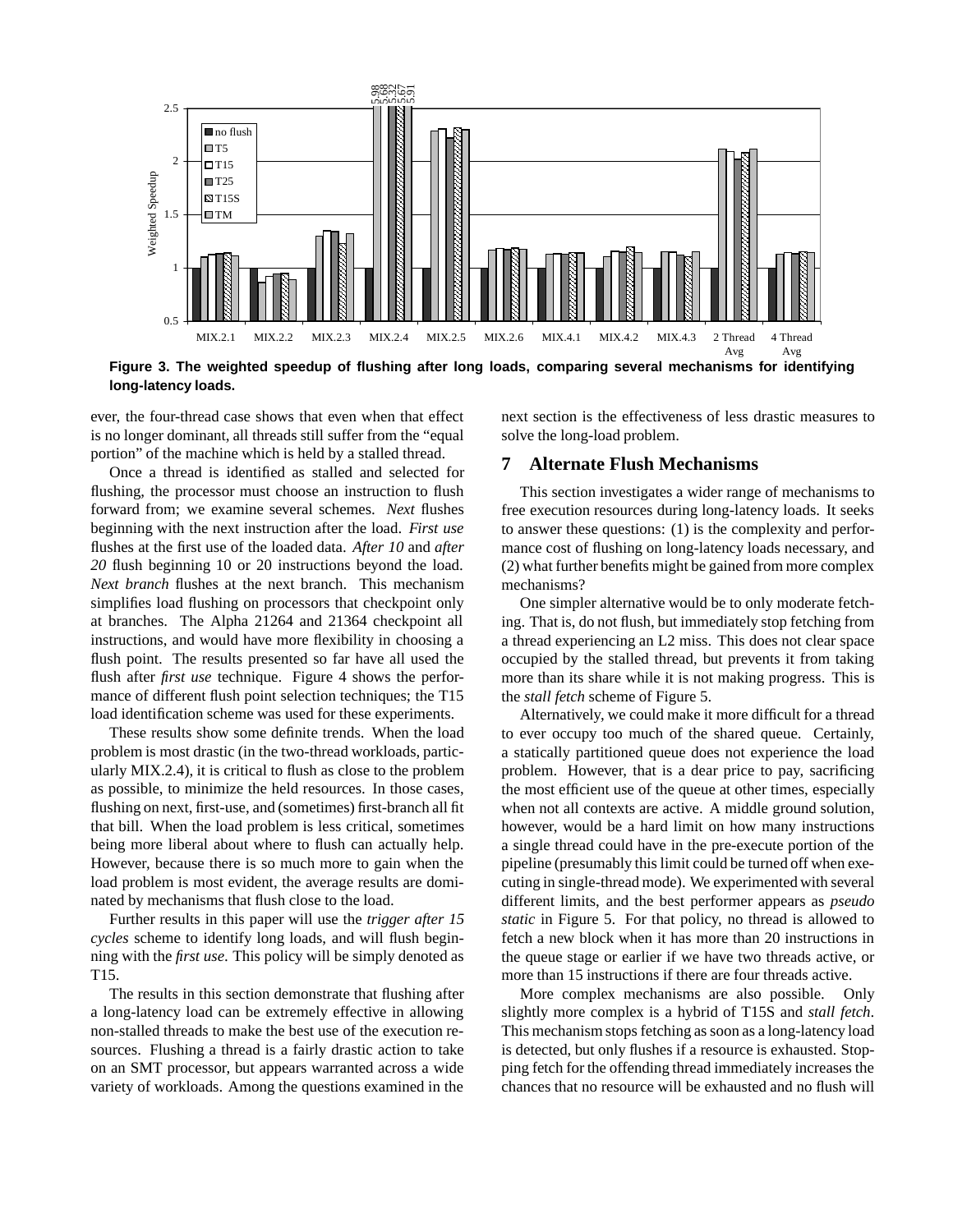Figure 3. The weighted speedup of flushing after long loads, comparing several mechanisms for identifying long-latency loads.

ever, the four-thread case shows that even when that effect is no longer dominant, all threads still suffer from the "equal portion" of the machine which is held by a stalled thread.

Once a thread is identified as stalled and selected for flushing, the processor must choose an instruction to flush forward from; we examine several schemes. *Next* flushes beginning with the next instruction after the load. *First use* flushes at the first use of the loaded data. *After 10* and *after 20* flush beginning 10 or 20 instructions beyond the load. *Next branch* flushes at the next branch. This mechanism simplifies load flushing on processors that checkpoint only at branches. The Alpha 21264 and 21364 checkpoint all instructions, and would have more flexibility in choosing a flush point. The results presented so far have all used the flush after *first use* technique. Figure 4 shows the performance of different flush point selection techniques; the T15 load identification scheme was used for these experiments.

These results show some definite trends. When the load problem is most drastic (in the two-thread workloads, particularly MIX.2.4), it is critical to flush as close to the problem as possible, to minimize the held resources. In those cases, flushing on next, first-use, and (sometimes) first-branch all fit that bill. When the load problem is less critical, sometimes being more liberal about where to flush can actually help. However, because there is so much more to gain when the load problem is most evident, the average results are dominated by mechanisms that flush close to the load.

Further results in this paper will use the *trigger after 15 cycles* scheme to identify long loads, and will flush beginning with the *first use*. This policy will be simply denoted as T15.

The results in this section demonstrate that flushing after a long-latency load can be extremely effective in allowing non-stalled threads to make the best use of the execution resources. Flushing a thread is a fairly drastic action to take on an SMT processor, but appears warranted across a wide variety of workloads. Among the questions examined in the next section is the effectiveness of less drastic measures to solve the long-load problem.

## 7 Alternate Flush Mechanisms

This section investigates a wider range of mechanisms to free execution resources during long-latency loads. It seeks to answer these questions: (1) is the complexity and performance cost of flushing on long-latency loads necessary, and (2) what further benefits might be gained from more complex mechanisms?

One simpler alternative would be to only moderate fetching. That is, do not flush, but immediately stop fetching from a thread experiencing an L2 miss. This does not clear space occupied by the stalled thread, but prevents it from taking more than its share while it is not making progress. This is the *stall fetch* scheme of Figure 5.

Alternatively, we could make it more difficult for a thread to ever occupy too much of the shared queue. Certainly, a statically partitioned queue does not experience the load problem. However, that is a dear price to pay, sacrificing the most efficient use of the queue at other times, especially when not all contexts are active. A middle ground solution, however, would be a hard limit on how many instructions a single thread could have in the pre-execute portion of the pipeline (presumably this limit could be turned off when executing in single-thread mode). We experimented with several different limits, and the best performer appears as *pseudo static* in Figure 5. For that policy, no thread is allowed to fetch a new block when it has more than 20 instructions in the queue stage or earlier if we have two threads active, or more than 15 instructions if there are four threads active.

More complex mechanisms are also possible. Only slightly more complex is a hybrid of T15S and *stall fetch*. This mechanism stops fetching as soon as a long-latency load is detected, but only flushes if a resource is exhausted. Stopping fetch for the offending thread immediately increases the chances that no resource will be exhausted and no flush will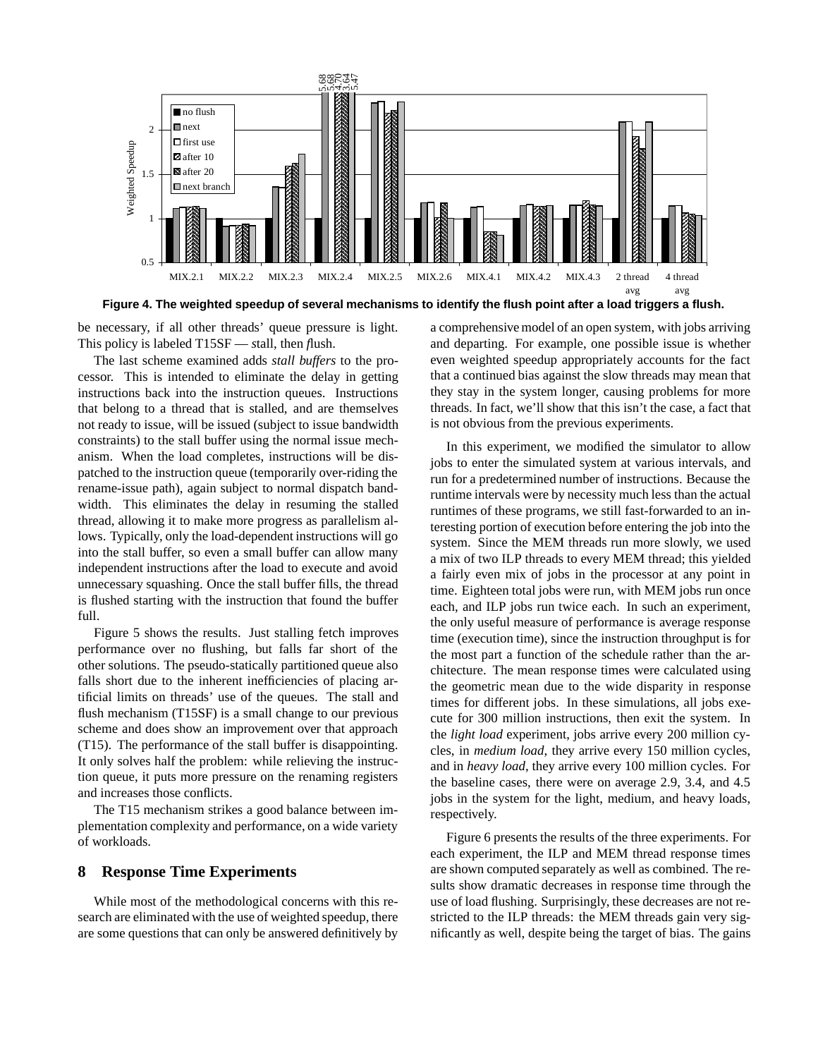Figure 4. The weighted speedup of several mechanisms to identify the flush point after a load triggers a flush.

be necessary, if all other threads' queue pressure is light. This policy is labeled T15SF — *s*tall, then *f*lush.

The last scheme examined adds *stall buffers* to the processor. This is intended to eliminate the delay in getting instructions back into the instruction queues. Instructions that belong to a thread that is stalled, and are themselves not ready to issue, will be issued (subject to issue bandwidth constraints) to the stall buffer using the normal issue mechanism. When the load completes, instructions will be dispatched to the instruction queue (temporarily over-riding the rename-issue path), again subject to normal dispatch bandwidth. This eliminates the delay in resuming the stalled thread, allowing it to make more progress as parallelism allows. Typically, only the load-dependent instructions will go into the stall buffer, so even a small buffer can allow many independent instructions after the load to execute and avoid unnecessary squashing. Once the stall buffer fills, the thread is flushed starting with the instruction that found the buffer full.

Figure 5 shows the results. Just stalling fetch improves performance over no flushing, but falls far short of the other solutions. The pseudo-statically partitioned queue also falls short due to the inherent inefficiencies of placing artificial limits on threads' use of the queues. The stall and flush mechanism (T15SF) is a small change to our previous scheme and does show an improvement over that approach (T15). The performance of the stall buffer is disappointing. It only solves half the problem: while relieving the instruction queue, it puts more pressure on the renaming registers and increases those conflicts.

The T15 mechanism strikes a good balance between implementation complexity and performance, on a wide variety of workloads.

## 8 Response Time Experiments

While most of the methodological concerns with this research are eliminated with the use of weighted speedup, there are some questions that can only be answered definitively by a comprehensive model of an open system, with jobs arriving and departing. For example, one possible issue is whether even weighted speedup appropriately accounts for the fact that a continued bias against the slow threads may mean that they stay in the system longer, causing problems for more threads. In fact, we'll show that this isn't the case, a fact that is not obvious from the previous experiments.

In this experiment, we modified the simulator to allow jobs to enter the simulated system at various intervals, and run for a predetermined number of instructions. Because the runtime intervals were by necessity much less than the actual runtimes of these programs, we still fast-forwarded to an interesting portion of execution before entering the job into the system. Since the MEM threads run more slowly, we used a mix of two ILP threads to every MEM thread; this yielded a fairly even mix of jobs in the processor at any point in time. Eighteen total jobs were run, with MEM jobs run once each, and ILP jobs run twice each. In such an experiment, the only useful measure of performance is average response time (execution time), since the instruction throughput is for the most part a function of the schedule rather than the architecture. The mean response times were calculated using the geometric mean due to the wide disparity in response times for different jobs. In these simulations, all jobs execute for 300 million instructions, then exit the system. In the *light load* experiment, jobs arrive every 200 million cycles, in *medium load*, they arrive every 150 million cycles, and in *heavy load*, they arrive every 100 million cycles. For the baseline cases, there were on average 2.9, 3.4, and 4.5 jobs in the system for the light, medium, and heavy loads, respectively.

Figure 6 presents the results of the three experiments. For each experiment, the ILP and MEM thread response times are shown computed separately as well as combined. The results show dramatic decreases in response time through the use of load flushing. Surprisingly, these decreases are not restricted to the ILP threads: the MEM threads gain very significantly as well, despite being the target of bias. The gains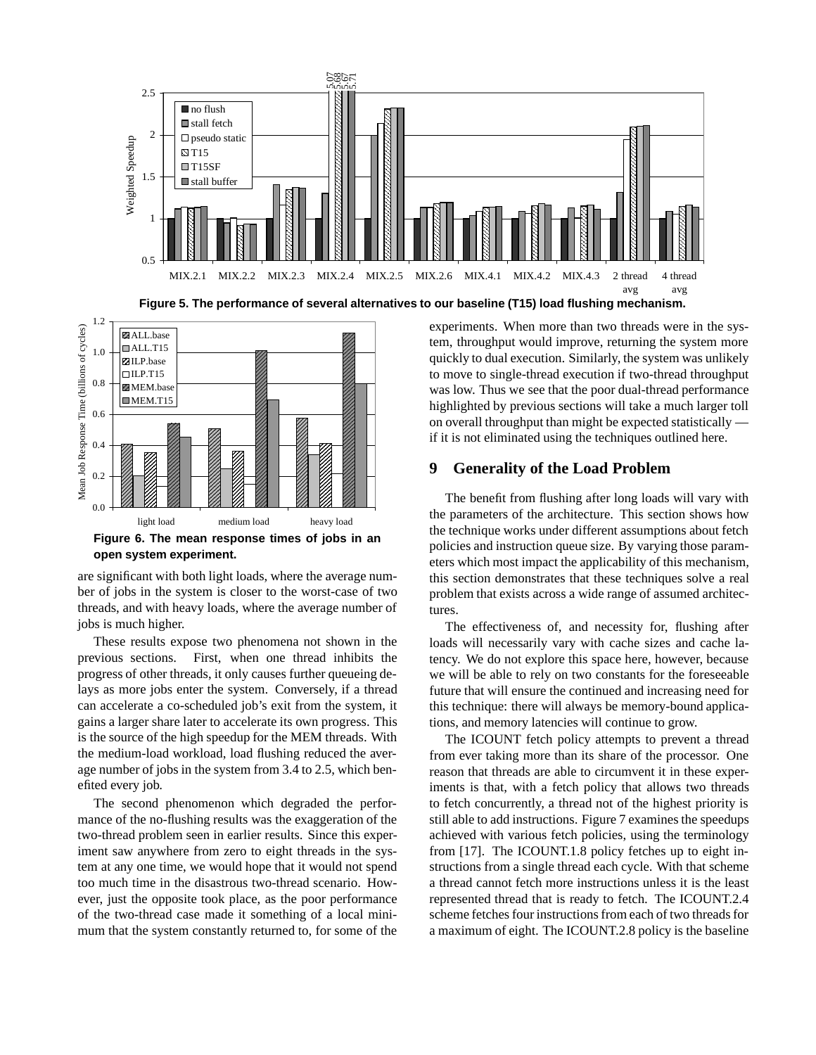Figure 5. The performance of several alternatives to our baseline (T15) load flushing mechanism.

Figure 6. The mean response times of jobs in an open system experiment.

are significant with both light loads, where the average number of jobs in the system is closer to the worst-case of two threads, and with heavy loads, where the average number of jobs is much higher.

These results expose two phenomena not shown in the previous sections. First, when one thread inhibits the progress of other threads, it only causes further queueing delays as more jobs enter the system. Conversely, if a thread can accelerate a co-scheduled job's exit from the system, it gains a larger share later to accelerate its own progress. This is the source of the high speedup for the MEM threads. With the medium-load workload, load flushing reduced the average number of jobs in the system from 3.4 to 2.5, which benefited every job.

The second phenomenon which degraded the performance of the no-flushing results was the exaggeration of the two-thread problem seen in earlier results. Since this experiment saw anywhere from zero to eight threads in the system at any one time, we would hope that it would not spend too much time in the disastrous two-thread scenario. However, just the opposite took place, as the poor performance of the two-thread case made it something of a local minimum that the system constantly returned to, for some of the experiments. When more than two threads were in the system, throughput would improve, returning the system more quickly to dual execution. Similarly, the system was unlikely to move to single-thread execution if two-thread throughput was low. Thus we see that the poor dual-thread performance highlighted by previous sections will take a much larger toll on overall throughput than might be expected statistically — if it is not eliminated using the techniques outlined here.

## 9 Generality of the Load Problem

The benefit from flushing after long loads will vary with the parameters of the architecture. This section shows how the technique works under different assumptions about fetch policies and instruction queue size. By varying those parameters which most impact the applicability of this mechanism, this section demonstrates that these techniques solve a real problem that exists across a wide range of assumed architectures.

The effectiveness of, and necessity for, flushing after loads will necessarily vary with cache sizes and cache latency. We do not explore this space here, however, because we will be able to rely on two constants for the foreseeable future that will ensure the continued and increasing need for this technique: there will always be memory-bound applications, and memory latencies will continue to grow.

The ICOUNT fetch policy attempts to prevent a thread from ever taking more than its share of the processor. One reason that threads are able to circumvent it in these experiments is that, with a fetch policy that allows two threads to fetch concurrently, a thread not of the highest priority is still able to add instructions. Figure 7 examines the speedups achieved with various fetch policies, using the terminology from [17]. The ICOUNT.1.8 policy fetches up to eight instructions from a single thread each cycle. With that scheme a thread cannot fetch more instructions unless it is the least represented thread that is ready to fetch. The ICOUNT.2.4 scheme fetches four instructions from each of two threads for a maximum of eight. The ICOUNT.2.8 policy is the baseline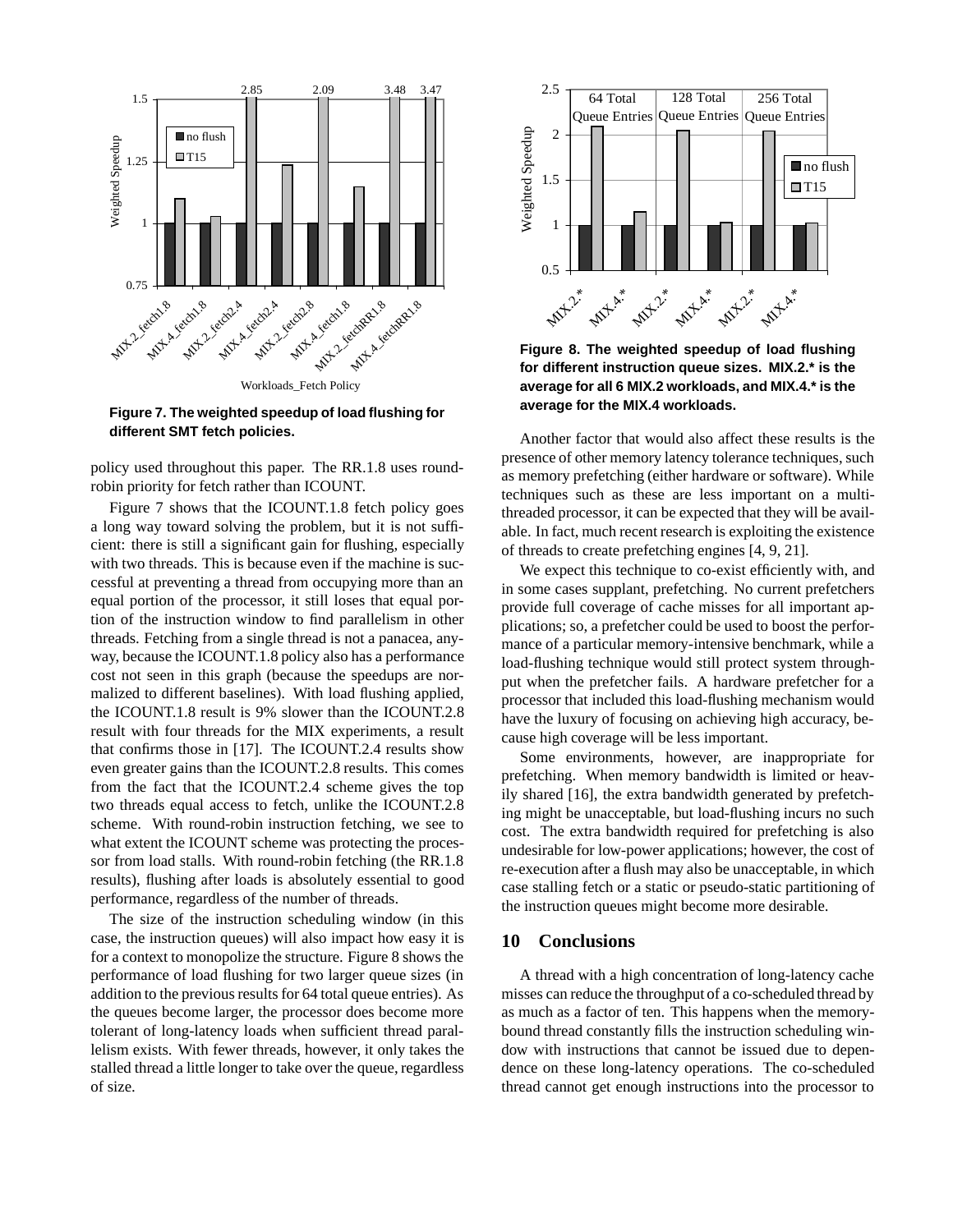**Figure 7. The weighted speedup of load flushing for different SMT fetch policies.**

**Figure 8. The weighted speedup of load flushing for different instruction queue sizes. MIX.2.* is the average for all 6 MIX.2 workloads, and MIX.4.* is the average for the MIX.4 workloads.**

policy used throughout this paper. The RR.1.8 uses round-robin priority for fetch rather than ICOUNT.

Figure 7 shows that the ICOUNT.1.8 fetch policy goes a long way toward solving the problem, but it is not sufficient: there is still a significant gain for flushing, especially with two threads. This is because even if the machine is successful at preventing a thread from occupying more than an equal portion of the processor, it still loses that equal portion of the instruction window to find parallelism in other threads. Fetching from a single thread is not a panacea, anyway, because the ICOUNT.1.8 policy also has a performance cost not seen in this graph (because the speedups are normalized to different baselines). With load flushing applied, the ICOUNT.1.8 result is 9% slower than the ICOUNT.2.8 result with four threads for the MIX experiments, a result that confirms those in [17]. The ICOUNT.2.4 results show even greater gains than the ICOUNT.2.8 results. This comes from the fact that the ICOUNT.2.4 scheme gives the top two threads equal access to fetch, unlike the ICOUNT.2.8 scheme. With round-robin instruction fetching, we see to what extent the ICOUNT scheme was protecting the processor from load stalls. With round-robin fetching (the RR.1.8 results), flushing after loads is absolutely essential to good performance, regardless of the number of threads.

The size of the instruction scheduling window (in this case, the instruction queues) will also impact how easy it is for a context to monopolize the structure. Figure 8 shows the performance of load flushing for two larger queue sizes (in addition to the previous results for 64 total queue entries). As the queues become larger, the processor does become more tolerant of long-latency loads when sufficient thread parallelism exists. With fewer threads, however, it only takes the stalled thread a little longer to take over the queue, regardless of size.

Another factor that would also affect these results is the presence of other memory latency tolerance techniques, such as memory prefetching (either hardware or software). While techniques such as these are less important on a multithreaded processor, it can be expected that they will be available. In fact, much recent research is exploiting the existence of threads to create prefetching engines [4, 9, 21].

We expect this technique to co-exist efficiently with, and in some cases supplant, prefetching. No current prefetchers provide full coverage of cache misses for all important applications; so, a prefetcher could be used to boost the performance of a particular memory-intensive benchmark, while a load-flushing technique would still protect system throughput when the prefetcher fails. A hardware prefetcher for a processor that included this load-flushing mechanism would have the luxury of focusing on achieving high accuracy, because high coverage will be less important.

Some environments, however, are inappropriate for prefetching. When memory bandwidth is limited or heavily shared [16], the extra bandwidth generated by prefetching might be unacceptable, but load-flushing incurs no such cost. The extra bandwidth required for prefetching is also undesirable for low-power applications; however, the cost of re-execution after a flush may also be unacceptable, in which case stalling fetch or a static or pseudo-static partitioning of the instruction queues might become more desirable.

## 10 Conclusions

A thread with a high concentration of long-latency cache misses can reduce the throughput of a co-scheduled thread by as much as a factor of ten. This happens when the memory-bound thread constantly fills the instruction scheduling window with instructions that cannot be issued due to dependence on these long-latency operations. The co-scheduled thread cannot get enough instructions into the processor to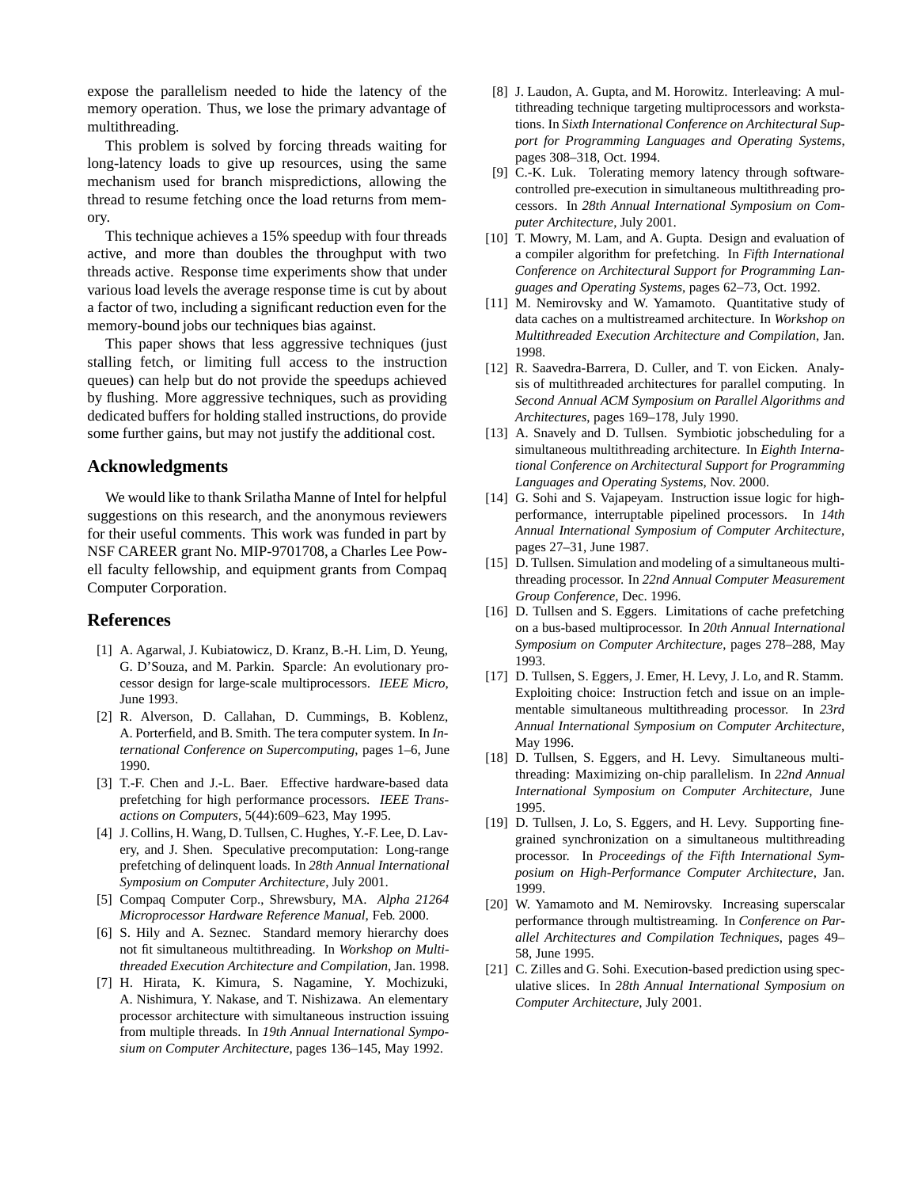expose the parallelism needed to hide the latency of the memory operation. Thus, we lose the primary advantage of multithreading.

This problem is solved by forcing threads waiting for long-latency loads to give up resources, using the same mechanism used for branch mispredictions, allowing the thread to resume fetching once the load returns from memory.

This technique achieves a 15% speedup with four threads active, and more than doubles the throughput with two threads active. Response time experiments show that under various load levels the average response time is cut by about a factor of two, including a significant reduction even for the memory-bound jobs our techniques bias against.

This paper shows that less aggressive techniques (just stalling fetch, or limiting full access to the instruction queues) can help but do not provide the speedups achieved by flushing. More aggressive techniques, such as providing dedicated buffers for holding stalled instructions, do provide some further gains, but may not justify the additional cost.

## Acknowledgments

We would like to thank Srilatha Manne of Intel for helpful suggestions on this research, and the anonymous reviewers for their useful comments. This work was funded in part by NSF CAREER grant No. MIP-9701708, a Charles Lee Powell faculty fellowship, and equipment grants from Compaq Computer Corporation.

## References

[1] A. Agarwal, J. Kubiatowicz, D. Kranz, B.-H. Lim, D. Yeung, G. D'Souza, and M. Parkin. Sparcle: An evolutionary processor design for large-scale multiprocessors. *IEEE Micro*, June 1993.

[2] R. Alverson, D. Callahan, D. Cummings, B. Koblenz, A. Porterfield, and B. Smith. The tera computer system. In *International Conference on Supercomputing*, pages 1–6, June 1990.

[3] T.-F. Chen and J.-L. Baer. Effective hardware-based data prefetching for high performance processors. *IEEE Transactions on Computers*, 5(44):609–623, May 1995.

[4] J. Collins, H. Wang, D. Tullsen, C. Hughes, Y.-F. Lee, D. Lavery, and J. Shen. Speculative precomputation: Long-range prefetching of delinquent loads. In *28th Annual International Symposium on Computer Architecture*, July 2001.

[5] Compaq Computer Corp., Shrewsbury, MA. *Alpha 21264 Microprocessor Hardware Reference Manual*, Feb. 2000.

[6] S. Hily and A. Seznec. Standard memory hierarchy does not fit simultaneous multithreading. In *Workshop on Multithreaded Execution Architecture and Compilation*, Jan. 1998.

[7] H. Hirata, K. Kimura, S. Nagamine, Y. Mochizuki, A. Nishimura, Y. Nakase, and T. Nishizawa. An elementary processor architecture with simultaneous instruction issuing from multiple threads. In *19th Annual International Symposium on Computer Architecture*, pages 136–145, May 1992.

[8] J. Laudon, A. Gupta, and M. Horowitz. Interleaving: A multithreading technique targeting multiprocessors and workstations. In *Sixth International Conference on Architectural Support for Programming Languages and Operating Systems*, pages 308–318, Oct. 1994.

[9] C.-K. Luk. Tolerating memory latency through software-controlled pre-execution in simultaneous multithreading processors. In *28th Annual International Symposium on Computer Architecture*, July 2001.

[10] T. Mowry, M. Lam, and A. Gupta. Design and evaluation of a compiler algorithm for prefetching. In *Fifth International Conference on Architectural Support for Programming Languages and Operating Systems*, pages 62–73, Oct. 1992.

[11] M. Nemirovsky and W. Yamamoto. Quantitative study of data caches on a multistreamed architecture. In *Workshop on Multithreaded Execution Architecture and Compilation*, Jan. 1998.

[12] R. Saavedra-Barrera, D. Culler, and T. von Eicken. Analysis of multithreaded architectures for parallel computing. In *Second Annual ACM Symposium on Parallel Algorithms and Architectures*, pages 169–178, July 1990.

[13] A. Snavely and D. Tullsen. Symbiotic jobscheduling for a simultaneous multithreading architecture. In *Eighth International Conference on Architectural Support for Programming Languages and Operating Systems*, Nov. 2000.

[14] G. Sohi and S. Vajapeyam. Instruction issue logic for high-performance, interruptable pipelined processors. In *14th Annual International Symposium of Computer Architecture*, pages 27–31, June 1987.

[15] D. Tullsen. Simulation and modeling of a simultaneous multithreading processor. In *22nd Annual Computer Measurement Group Conference*, Dec. 1996.

[16] D. Tullsen and S. Eggers. Limitations of cache prefetching on a bus-based multiprocessor. In *20th Annual International Symposium on Computer Architecture*, pages 278–288, May 1993.

[17] D. Tullsen, S. Eggers, J. Emer, H. Levy, J. Lo, and R. Stamm. Exploiting choice: Instruction fetch and issue on an implementable simultaneous multithreading processor. In *23rd Annual International Symposium on Computer Architecture*, May 1996.

[18] D. Tullsen, S. Eggers, and H. Levy. Simultaneous multithreading: Maximizing on-chip parallelism. In *22nd Annual International Symposium on Computer Architecture*, June 1995.

[19] D. Tullsen, J. Lo, S. Eggers, and H. Levy. Supporting fine-grained synchronization on a simultaneous multithreading processor. In *Proceedings of the Fifth International Symposium on High-Performance Computer Architecture*, Jan. 1999.

[20] W. Yamamoto and M. Nemirovsky. Increasing superscalar performance through multistreaming. In *Conference on Parallel Architectures and Compilation Techniques*, pages 49–58, June 1995.

[21] C. Zilles and G. Sohi. Execution-based prediction using speculative slices. In *28th Annual International Symposium on Computer Architecture*, July 2001.